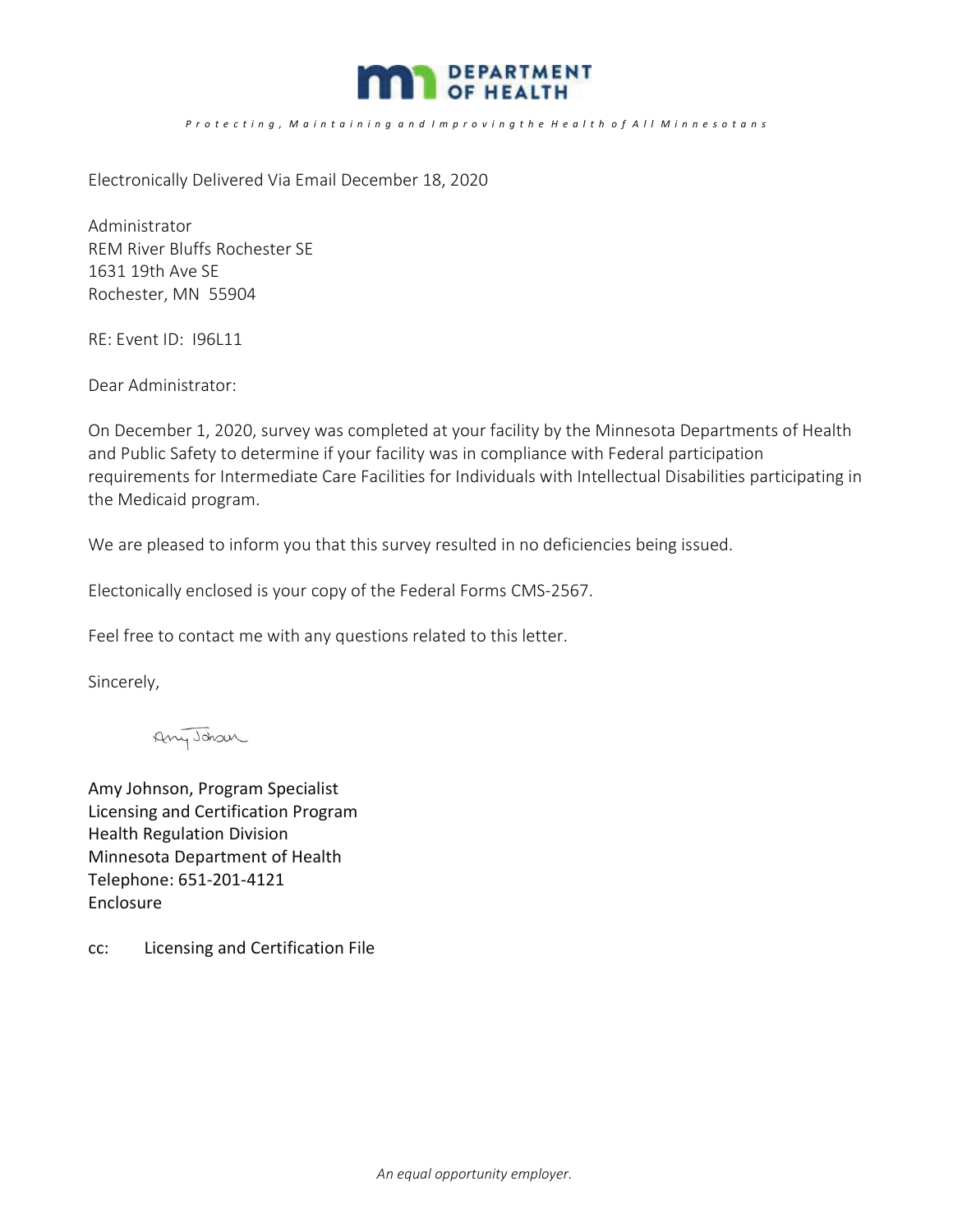DEPARTMENT OF HEALTH

*Protecting, Maintaining and Improving the Health of All Minnesotans*

Electronically Delivered Via Email December 18, 2020

Administrator
REM River Bluffs Rochester SE
1631 19th Ave SE
Rochester, MN 55904

RE: Event ID: I96L11

Dear Administrator:

On December 1, 2020, survey was completed at your facility by the Minnesota Departments of Health and Public Safety to determine if your facility was in compliance with Federal participation requirements for Intermediate Care Facilities for Individuals with Intellectual Disabilities participating in the Medicaid program.

We are pleased to inform you that this survey resulted in no deficiencies being issued.

Electonically enclosed is your copy of the Federal Forms CMS-2567.

Feel free to contact me with any questions related to this letter.

Sincerely,

Amy Johnson, Program Specialist
Licensing and Certification Program
Health Regulation Division
Minnesota Department of Health
Telephone: 651-201-4121
Enclosure

cc: Licensing and Certification File

*An equal opportunity employer.*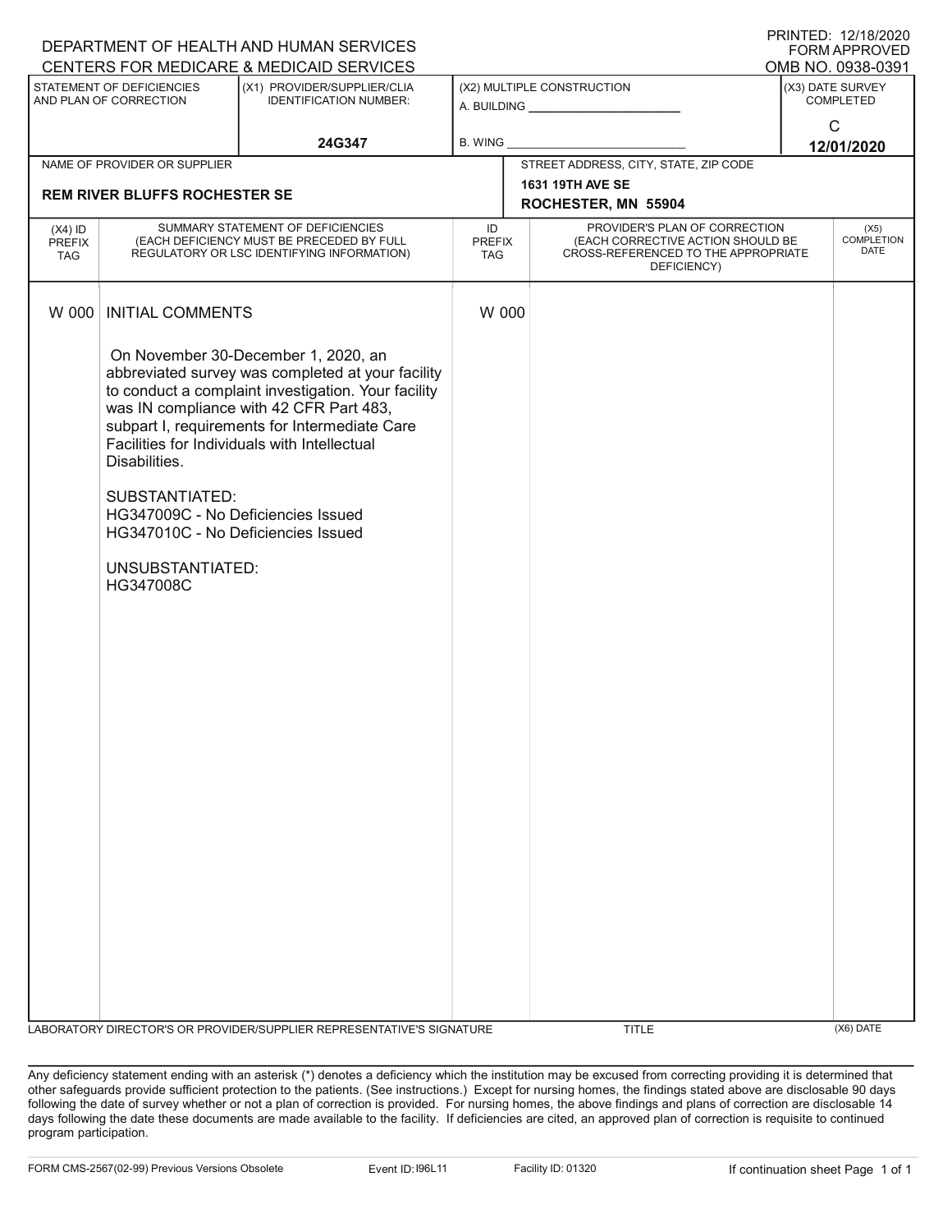DEPARTMENT OF HEALTH AND HUMAN SERVICES
CENTERS FOR MEDICARE & MEDICAID SERVICES

PRINTED: 12/18/2020
FORM APPROVED
OMB NO. 0938-0391

| STATEMENT OF DEFICIENCIES AND PLAN OF CORRECTION | (X1) PROVIDER/SUPPLIER/CLIA IDENTIFICATION NUMBER: | (X2) MULTIPLE CONSTRUCTION | (X3) DATE SURVEY COMPLETED |
|---|---|---|---|
| | 24G347 | A. BUILDING ______ B. WING ______ | C 12/01/2020 |

| NAME OF PROVIDER OR SUPPLIER | STREET ADDRESS, CITY, STATE, ZIP CODE |
|---|---|
| REM RIVER BLUFFS ROCHESTER SE | 1631 19TH AVE SE ROCHESTER, MN 55904 |

| (X4) ID PREFIX TAG | SUMMARY STATEMENT OF DEFICIENCIES (EACH DEFICIENCY MUST BE PRECEDED BY FULL REGULATORY OR LSC IDENTIFYING INFORMATION) | ID PREFIX TAG | PROVIDER'S PLAN OF CORRECTION (EACH CORRECTIVE ACTION SHOULD BE CROSS-REFERENCED TO THE APPROPRIATE DEFICIENCY) | (X5) COMPLETION DATE |
|---|---|---|---|---|
| W 000 | INITIAL COMMENTS<br><br>On November 30-December 1, 2020, an abbreviated survey was completed at your facility to conduct a complaint investigation. Your facility was IN compliance with 42 CFR Part 483, subpart I, requirements for Intermediate Care Facilities for Individuals with Intellectual Disabilities.<br><br>SUBSTANTIATED:<br>HG347009C - No Deficiencies Issued<br>HG347010C - No Deficiencies Issued<br><br>UNSUBSTANTIATED:<br>HG347008C | W 000 | | |

LABORATORY DIRECTOR'S OR PROVIDER/SUPPLIER REPRESENTATIVE'S SIGNATURE | TITLE | (X6) DATE

Any deficiency statement ending with an asterisk (*) denotes a deficiency which the institution may be excused from correcting providing it is determined that other safeguards provide sufficient protection to the patients. (See instructions.) Except for nursing homes, the findings stated above are disclosable 90 days following the date of survey whether or not a plan of correction is provided. For nursing homes, the above findings and plans of correction are disclosable 14 days following the date these documents are made available to the facility. If deficiencies are cited, an approved plan of correction is requisite to continued program participation.

FORM CMS-2567(02-99) Previous Versions Obsolete | Event ID: I96L11 | Facility ID: 01320 | If continuation sheet Page 1 of 1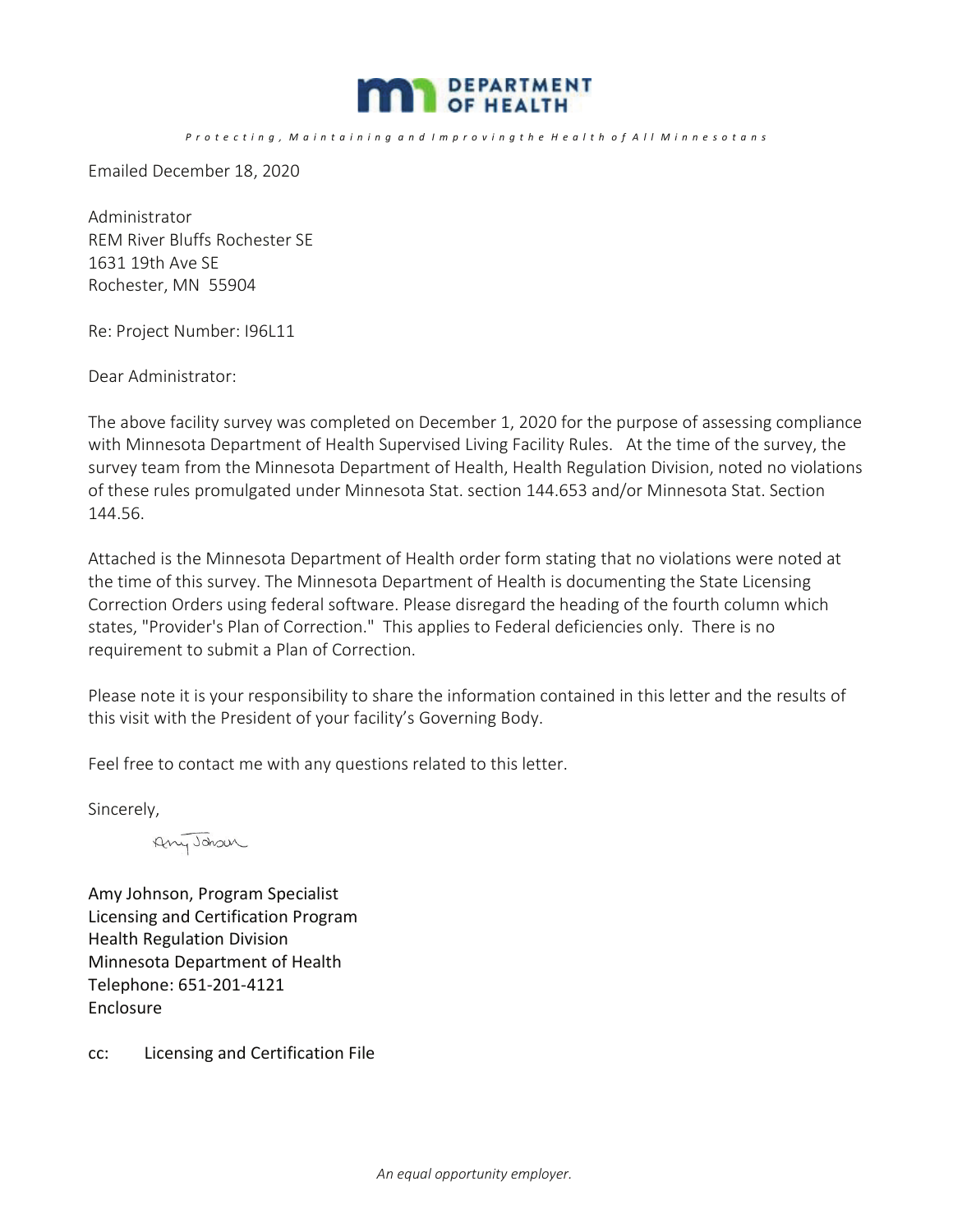DEPARTMENT OF HEALTH

*Protecting, Maintaining and Improving the Health of All Minnesotans*

Emailed December 18, 2020

Administrator
REM River Bluffs Rochester SE
1631 19th Ave SE
Rochester, MN 55904

Re: Project Number: I96L11

Dear Administrator:

The above facility survey was completed on December 1, 2020 for the purpose of assessing compliance with Minnesota Department of Health Supervised Living Facility Rules. At the time of the survey, the survey team from the Minnesota Department of Health, Health Regulation Division, noted no violations of these rules promulgated under Minnesota Stat. section 144.653 and/or Minnesota Stat. Section 144.56.

Attached is the Minnesota Department of Health order form stating that no violations were noted at the time of this survey. The Minnesota Department of Health is documenting the State Licensing Correction Orders using federal software. Please disregard the heading of the fourth column which states, "Provider's Plan of Correction." This applies to Federal deficiencies only. There is no requirement to submit a Plan of Correction.

Please note it is your responsibility to share the information contained in this letter and the results of this visit with the President of your facility's Governing Body.

Feel free to contact me with any questions related to this letter.

Sincerely,

Amy Johnson

Amy Johnson, Program Specialist
Licensing and Certification Program
Health Regulation Division
Minnesota Department of Health
Telephone: 651-201-4121
Enclosure

cc: Licensing and Certification File

*An equal opportunity employer.*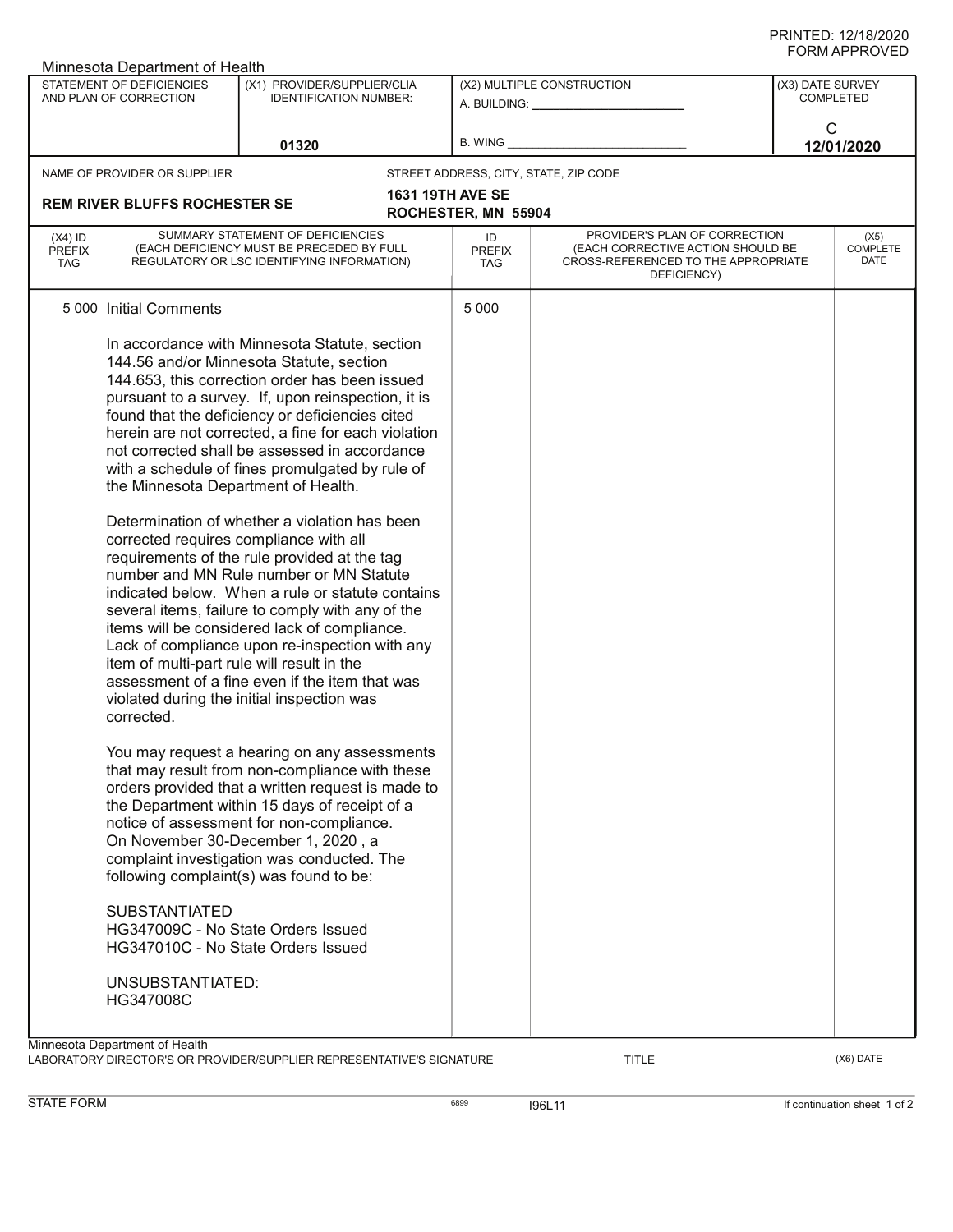PRINTED: 12/18/2020
FORM APPROVED

Minnesota Department of Health

| STATEMENT OF DEFICIENCIES AND PLAN OF CORRECTION | (X1) PROVIDER/SUPPLIER/CLIA IDENTIFICATION NUMBER: | (X2) MULTIPLE CONSTRUCTION | (X3) DATE SURVEY COMPLETED |
|---|---|---|---|
| | 01320 | A. BUILDING: ______ B. WING ______ | C 12/01/2020 |

NAME OF PROVIDER OR SUPPLIER: **REM RIVER BLUFFS ROCHESTER SE**

STREET ADDRESS, CITY, STATE, ZIP CODE: **1631 19TH AVE SE ROCHESTER, MN 55904**

| (X4) ID PREFIX TAG | SUMMARY STATEMENT OF DEFICIENCIES (EACH DEFICIENCY MUST BE PRECEDED BY FULL REGULATORY OR LSC IDENTIFYING INFORMATION) | ID PREFIX TAG | PROVIDER'S PLAN OF CORRECTION (EACH CORRECTIVE ACTION SHOULD BE CROSS-REFERENCED TO THE APPROPRIATE DEFICIENCY) | (X5) COMPLETE DATE |
|---|---|---|---|---|
| 5 000 | Initial Comments | 5 000 | | |

In accordance with Minnesota Statute, section 144.56 and/or Minnesota Statute, section 144.653, this correction order has been issued pursuant to a survey. If, upon reinspection, it is found that the deficiency or deficiencies cited herein are not corrected, a fine for each violation not corrected shall be assessed in accordance with a schedule of fines promulgated by rule of the Minnesota Department of Health.

Determination of whether a violation has been corrected requires compliance with all requirements of the rule provided at the tag number and MN Rule number or MN Statute indicated below. When a rule or statute contains several items, failure to comply with any of the items will be considered lack of compliance. Lack of compliance upon re-inspection with any item of multi-part rule will result in the assessment of a fine even if the item that was violated during the initial inspection was corrected.

You may request a hearing on any assessments that may result from non-compliance with these orders provided that a written request is made to the Department within 15 days of receipt of a notice of assessment for non-compliance.
On November 30-December 1, 2020 , a complaint investigation was conducted. The following complaint(s) was found to be:

SUBSTANTIATED
HG347009C - No State Orders Issued
HG347010C - No State Orders Issued

UNSUBSTANTIATED:
HG347008C

Minnesota Department of Health
LABORATORY DIRECTOR'S OR PROVIDER/SUPPLIER REPRESENTATIVE'S SIGNATURE — TITLE — (X6) DATE

STATE FORM 6899 I96L11 If continuation sheet 1 of 2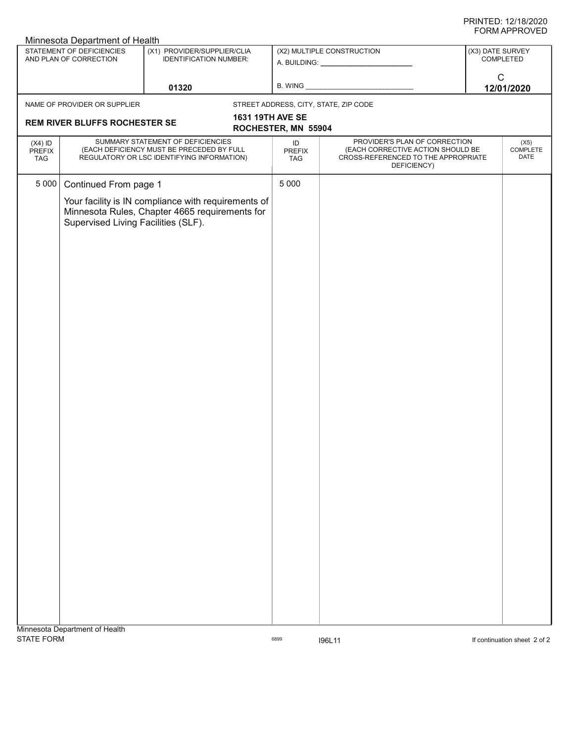Minnesota Department of Health

| STATEMENT OF DEFICIENCIES AND PLAN OF CORRECTION | (X1) PROVIDER/SUPPLIER/CLIA IDENTIFICATION NUMBER: | (X2) MULTIPLE CONSTRUCTION | (X3) DATE SURVEY COMPLETED |
|---|---|---|---|
| | 01320 | A. BUILDING: ______ B. WING ______ | C 12/01/2020 |

| NAME OF PROVIDER OR SUPPLIER | STREET ADDRESS, CITY, STATE, ZIP CODE |
|---|---|
| **REM RIVER BLUFFS ROCHESTER SE** | **1631 19TH AVE SE ROCHESTER, MN 55904** |

| (X4) ID PREFIX TAG | SUMMARY STATEMENT OF DEFICIENCIES (EACH DEFICIENCY MUST BE PRECEDED BY FULL REGULATORY OR LSC IDENTIFYING INFORMATION) | ID PREFIX TAG | PROVIDER'S PLAN OF CORRECTION (EACH CORRECTIVE ACTION SHOULD BE CROSS-REFERENCED TO THE APPROPRIATE DEFICIENCY) | (X5) COMPLETE DATE |
|---|---|---|---|---|
| 5 000 | Continued From page 1<br><br>Your facility is IN compliance with requirements of Minnesota Rules, Chapter 4665 requirements for Supervised Living Facilities (SLF). | 5 000 | | |

Minnesota Department of Health
STATE FORM 6899 I96L11